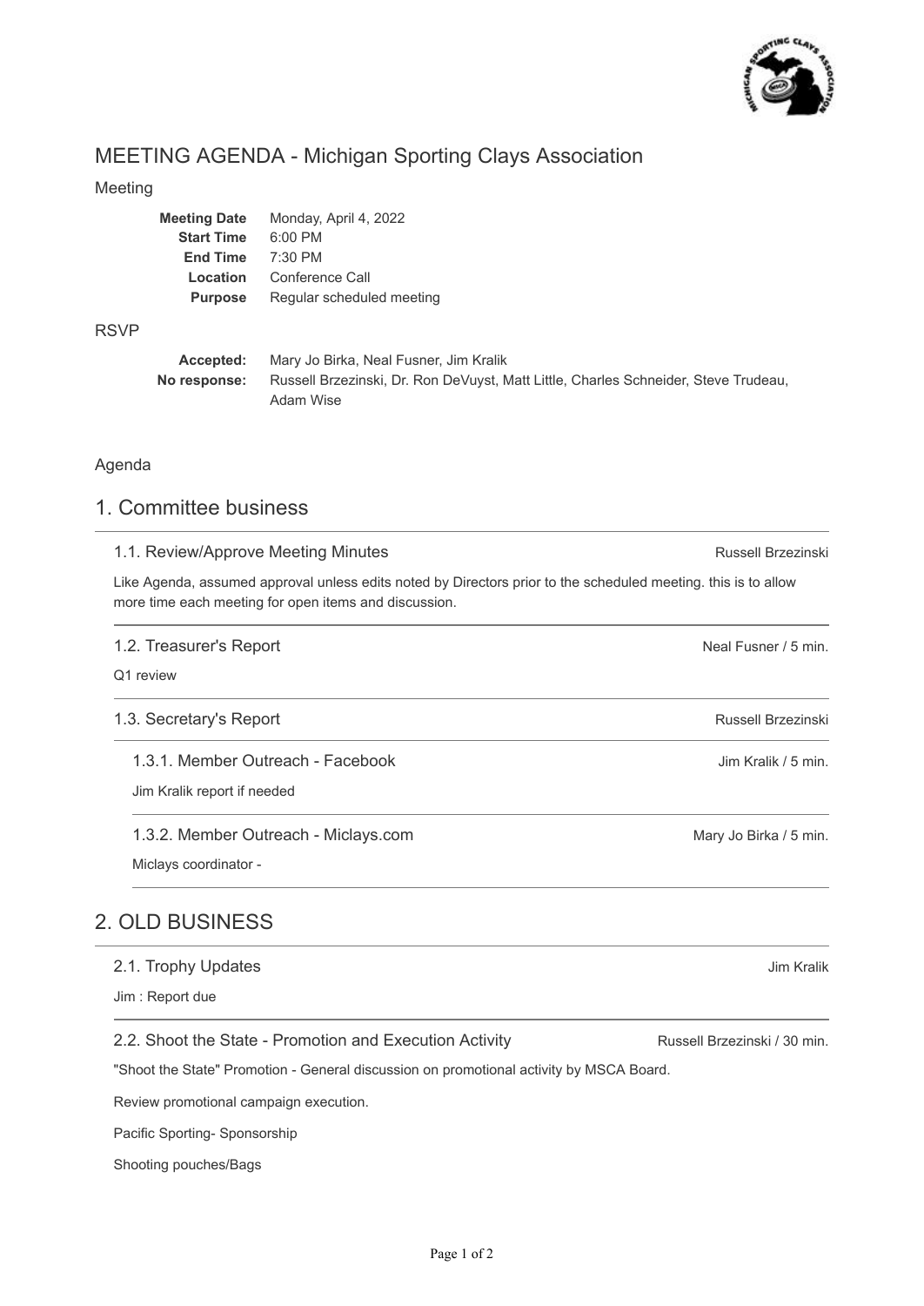# MEETING AGENDA - Michigan Sporting Clays Association

## Meeting

| | |
|---|---|
| **Meeting Date** | Monday, April 4, 2022 |
| **Start Time** | 6:00 PM |
| **End Time** | 7:30 PM |
| **Location** | Conference Call |
| **Purpose** | Regular scheduled meeting |

## RSVP

| | |
|---|---|
| **Accepted:** | Mary Jo Birka, Neal Fusner, Jim Kralik |
| **No response:** | Russell Brzezinski, Dr. Ron DeVuyst, Matt Little, Charles Schneider, Steve Trudeau, Adam Wise |

## Agenda

## 1. Committee business

### 1.1. Review/Approve Meeting Minutes

Russell Brzezinski

Like Agenda, assumed approval unless edits noted by Directors prior to the scheduled meeting. this is to allow more time each meeting for open items and discussion.

### 1.2. Treasurer's Report

Neal Fusner / 5 min.

Q1 review

### 1.3. Secretary's Report

Russell Brzezinski

#### 1.3.1. Member Outreach - Facebook

Jim Kralik / 5 min.

Jim Kralik report if needed

#### 1.3.2. Member Outreach - Miclays.com

Mary Jo Birka / 5 min.

Miclays coordinator -

## 2. OLD BUSINESS

### 2.1. Trophy Updates

Jim Kralik

Jim : Report due

### 2.2. Shoot the State - Promotion and Execution Activity

Russell Brzezinski / 30 min.

"Shoot the State" Promotion - General discussion on promotional activity by MSCA Board.

Review promotional campaign execution.

Pacific Sporting- Sponsorship

Shooting pouches/Bags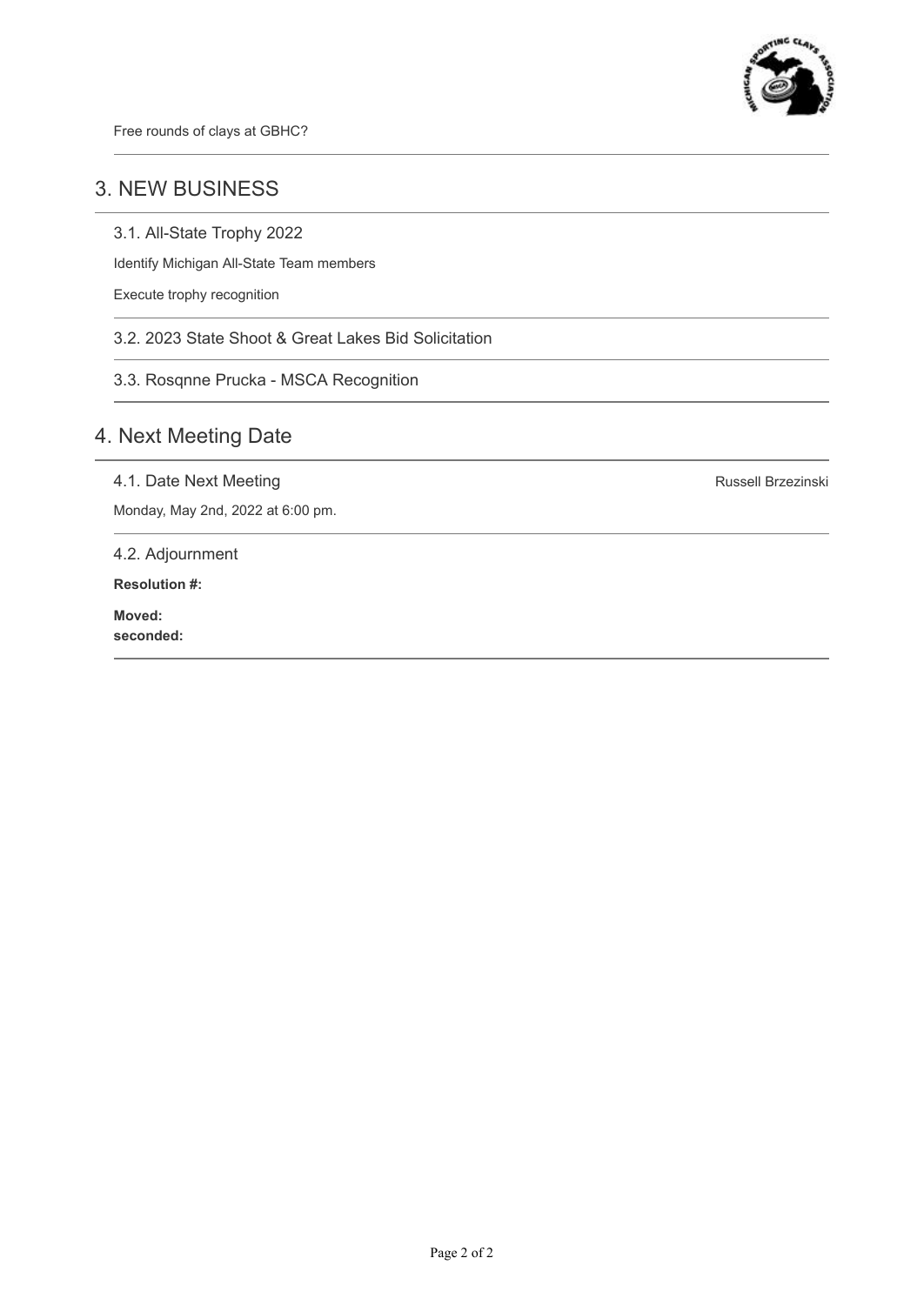Free rounds of clays at GBHC?

## 3. NEW BUSINESS

### 3.1. All-State Trophy 2022

Identify Michigan All-State Team members

Execute trophy recognition

### 3.2. 2023 State Shoot & Great Lakes Bid Solicitation

### 3.3. Rosqnne Prucka - MSCA Recognition

## 4. Next Meeting Date

### 4.1. Date Next Meeting

Russell Brzezinski

Monday, May 2nd, 2022 at 6:00 pm.

### 4.2. Adjournment

**Resolution #:**

**Moved:**
**seconded:**